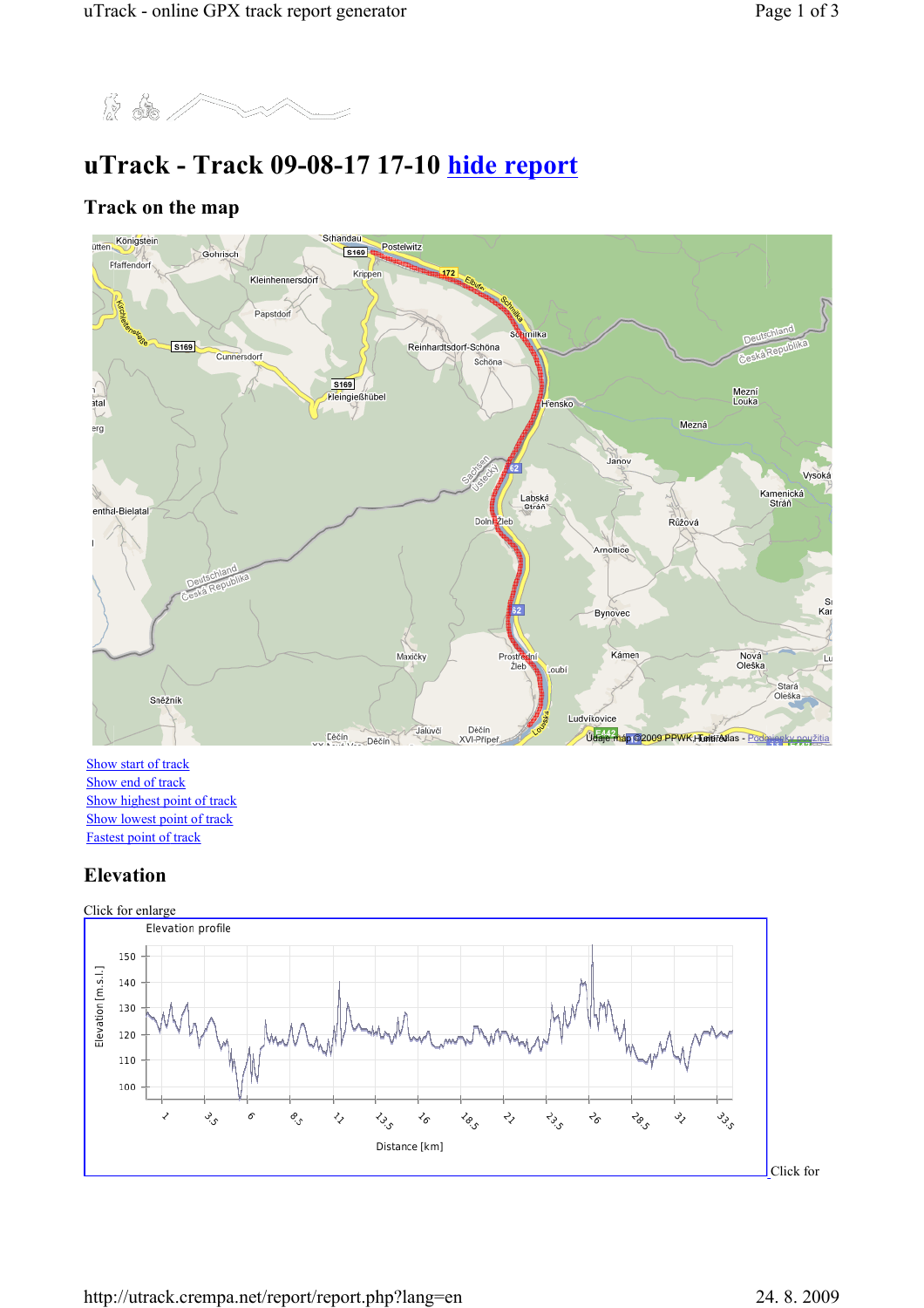# uTrack - Track 09-08-17 17-10 hide report

## Track on the map

Show start of track
Show end of track
Show highest point of track
Show lowest point of track
Fastest point of track

## Elevation

Click for enlarge

Click for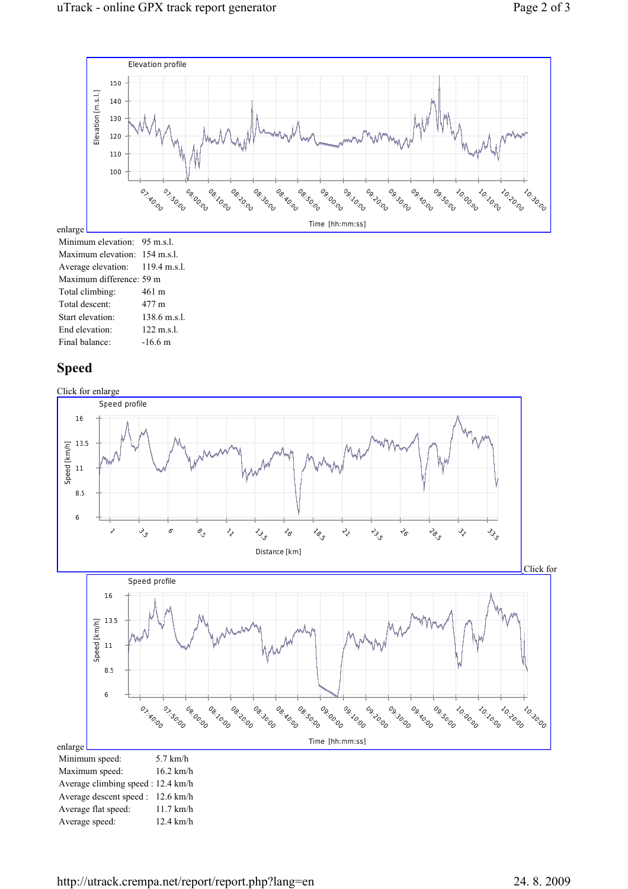enlarge

Minimum elevation: 95 m.s.l.
Maximum elevation: 154 m.s.l.
Average elevation: 119.4 m.s.l.
Maximum difference: 59 m
Total climbing: 461 m
Total descent: 477 m
Start elevation: 138.6 m.s.l.
End elevation: 122 m.s.l.
Final balance: -16.6 m

# Speed

Click for enlarge

Click for enlarge

Minimum speed: 5.7 km/h
Maximum speed: 16.2 km/h
Average climbing speed : 12.4 km/h
Average descent speed : 12.6 km/h
Average flat speed: 11.7 km/h
Average speed: 12.4 km/h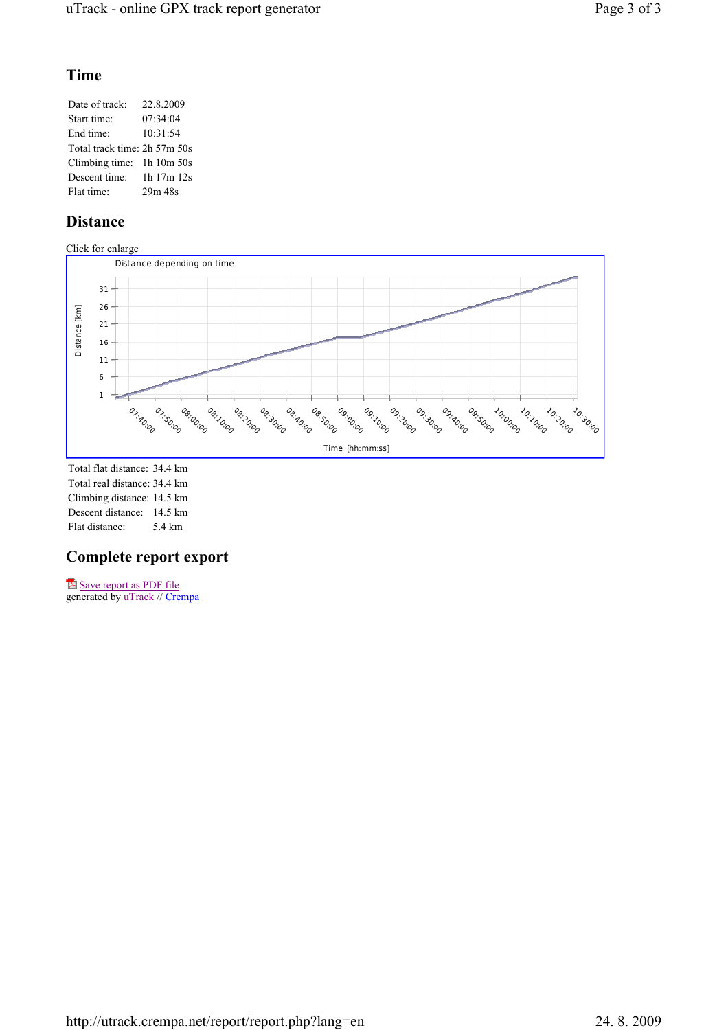## Time

| | |
|---|---|
| Date of track: | 22.8.2009 |
| Start time: | 07:34:04 |
| End time: | 10:31:54 |
| Total track time: | 2h 57m 50s |
| Climbing time: | 1h 10m 50s |
| Descent time: | 1h 17m 12s |
| Flat time: | 29m 48s |

## Distance

Click for enlarge

Distance depending on time

Distance [km]

31
26
21
16
11
6
1

07:40:00 07:50:00 08:00:00 08:10:00 08:20:00 08:30:00 08:40:00 08:50:00 09:00:00 09:10:00 09:20:00 09:30:00 09:40:00 09:50:00 10:00:00 10:10:00 10:20:00 10:30:00

Time [hh:mm:ss]

| | |
|---|---|
| Total flat distance: | 34.4 km |
| Total real distance: | 34.4 km |
| Climbing distance: | 14.5 km |
| Descent distance: | 14.5 km |
| Flat distance: | 5.4 km |

## Complete report export

Save report as PDF file
generated by uTrack // Crempa